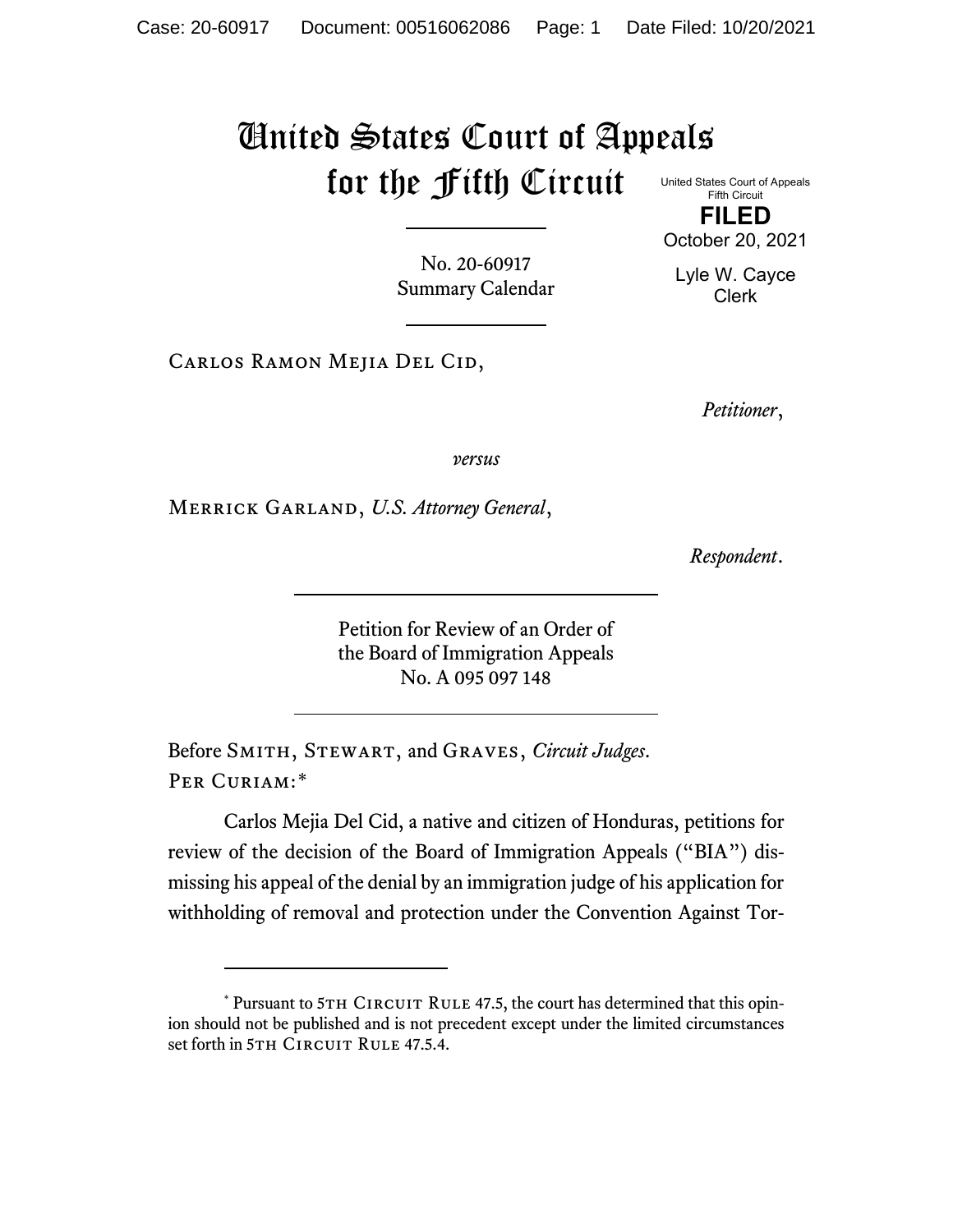# United States Court of Appeals for the Fifth Circuit

United States Court of Appeals
Fifth Circuit

**FILED**

October 20, 2021

Lyle W. Cayce
Clerk

No. 20-60917
Summary Calendar

Carlos Ramon Mejia Del Cid,

*Petitioner*,

*versus*

Merrick Garland, *U.S. Attorney General*,

*Respondent*.

Petition for Review of an Order of
the Board of Immigration Appeals
No. A 095 097 148

Before Smith, Stewart, and Graves, *Circuit Judges*.

Per Curiam:*

Carlos Mejia Del Cid, a native and citizen of Honduras, petitions for review of the decision of the Board of Immigration Appeals ("BIA") dismissing his appeal of the denial by an immigration judge of his application for withholding of removal and protection under the Convention Against Tor-

---

\* Pursuant to 5th Circuit Rule 47.5, the court has determined that this opinion should not be published and is not precedent except under the limited circumstances set forth in 5th Circuit Rule 47.5.4.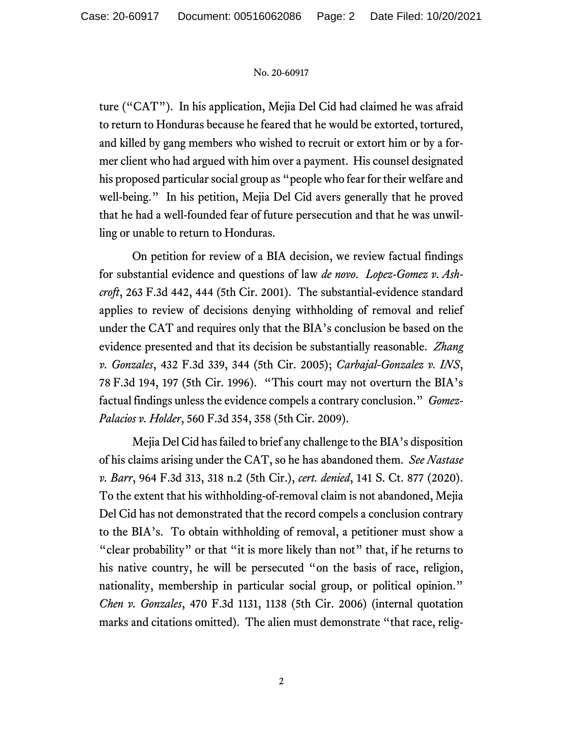ture ("CAT"). In his application, Mejia Del Cid had claimed he was afraid to return to Honduras because he feared that he would be extorted, tortured, and killed by gang members who wished to recruit or extort him or by a former client who had argued with him over a payment. His counsel designated his proposed particular social group as "people who fear for their welfare and well-being." In his petition, Mejia Del Cid avers generally that he proved that he had a well-founded fear of future persecution and that he was unwilling or unable to return to Honduras.

On petition for review of a BIA decision, we review factual findings for substantial evidence and questions of law *de novo*. *Lopez-Gomez v. Ashcroft*, 263 F.3d 442, 444 (5th Cir. 2001). The substantial-evidence standard applies to review of decisions denying withholding of removal and relief under the CAT and requires only that the BIA's conclusion be based on the evidence presented and that its decision be substantially reasonable. *Zhang v. Gonzales*, 432 F.3d 339, 344 (5th Cir. 2005); *Carbajal-Gonzalez v. INS*, 78 F.3d 194, 197 (5th Cir. 1996). "This court may not overturn the BIA's factual findings unless the evidence compels a contrary conclusion." *Gomez-Palacios v. Holder*, 560 F.3d 354, 358 (5th Cir. 2009).

Mejia Del Cid has failed to brief any challenge to the BIA's disposition of his claims arising under the CAT, so he has abandoned them. *See Nastase v. Barr*, 964 F.3d 313, 318 n.2 (5th Cir.), *cert. denied*, 141 S. Ct. 877 (2020). To the extent that his withholding-of-removal claim is not abandoned, Mejia Del Cid has not demonstrated that the record compels a conclusion contrary to the BIA's. To obtain withholding of removal, a petitioner must show a "clear probability" or that "it is more likely than not" that, if he returns to his native country, he will be persecuted "on the basis of race, religion, nationality, membership in particular social group, or political opinion." *Chen v. Gonzales*, 470 F.3d 1131, 1138 (5th Cir. 2006) (internal quotation marks and citations omitted). The alien must demonstrate "that race, relig-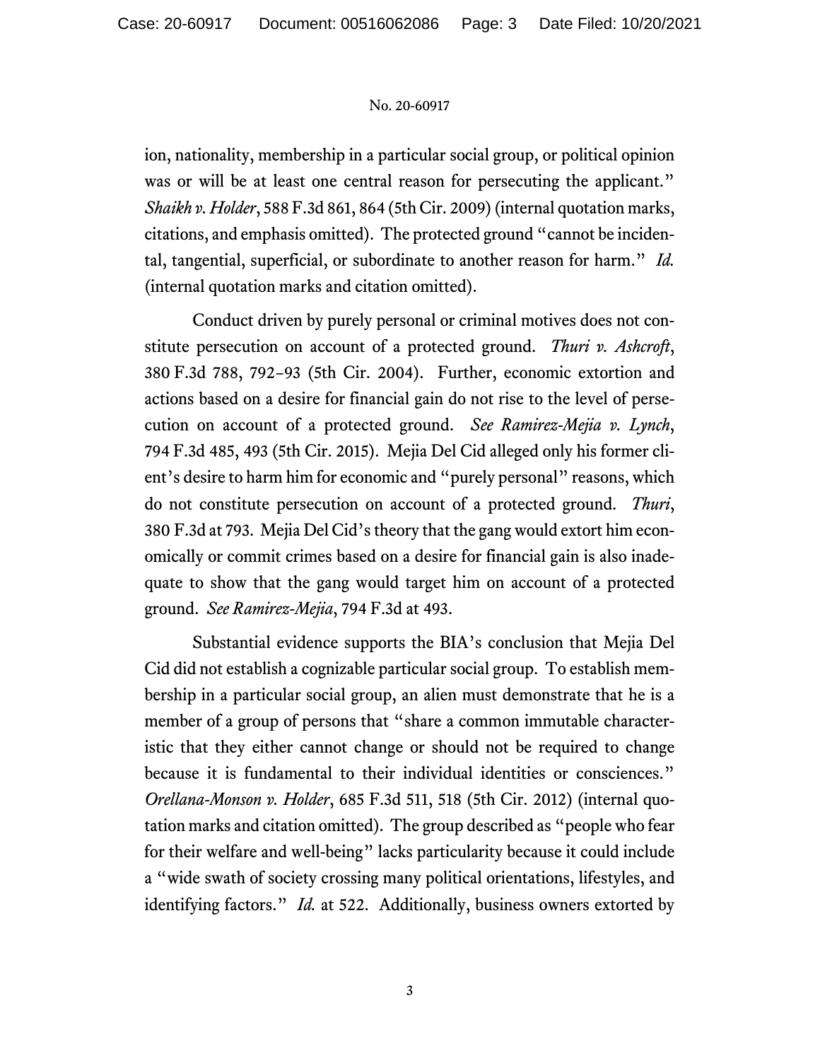ion, nationality, membership in a particular social group, or political opinion was or will be at least one central reason for persecuting the applicant." *Shaikh v. Holder*, 588 F.3d 861, 864 (5th Cir. 2009) (internal quotation marks, citations, and emphasis omitted). The protected ground "cannot be incidental, tangential, superficial, or subordinate to another reason for harm." *Id.* (internal quotation marks and citation omitted).

Conduct driven by purely personal or criminal motives does not constitute persecution on account of a protected ground. *Thuri v. Ashcroft*, 380 F.3d 788, 792–93 (5th Cir. 2004). Further, economic extortion and actions based on a desire for financial gain do not rise to the level of persecution on account of a protected ground. *See Ramirez-Mejia v. Lynch*, 794 F.3d 485, 493 (5th Cir. 2015). Mejia Del Cid alleged only his former client's desire to harm him for economic and "purely personal" reasons, which do not constitute persecution on account of a protected ground. *Thuri*, 380 F.3d at 793. Mejia Del Cid's theory that the gang would extort him economically or commit crimes based on a desire for financial gain is also inadequate to show that the gang would target him on account of a protected ground. *See Ramirez-Mejia*, 794 F.3d at 493.

Substantial evidence supports the BIA's conclusion that Mejia Del Cid did not establish a cognizable particular social group. To establish membership in a particular social group, an alien must demonstrate that he is a member of a group of persons that "share a common immutable characteristic that they either cannot change or should not be required to change because it is fundamental to their individual identities or consciences." *Orellana-Monson v. Holder*, 685 F.3d 511, 518 (5th Cir. 2012) (internal quotation marks and citation omitted). The group described as "people who fear for their welfare and well-being" lacks particularity because it could include a "wide swath of society crossing many political orientations, lifestyles, and identifying factors." *Id.* at 522. Additionally, business owners extorted by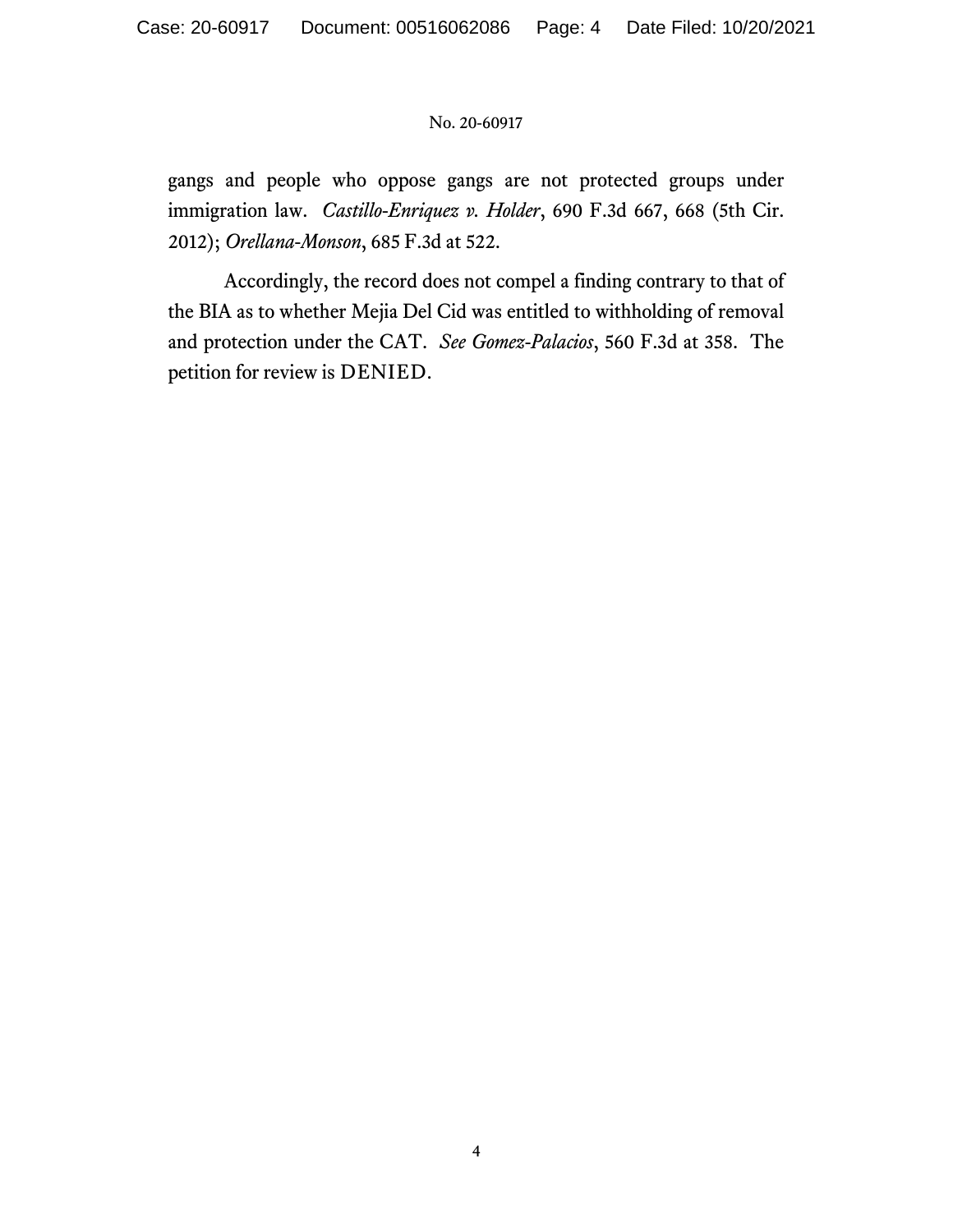gangs and people who oppose gangs are not protected groups under immigration law. *Castillo-Enriquez v. Holder*, 690 F.3d 667, 668 (5th Cir. 2012); *Orellana-Monson*, 685 F.3d at 522.

Accordingly, the record does not compel a finding contrary to that of the BIA as to whether Mejia Del Cid was entitled to withholding of removal and protection under the CAT. *See Gomez-Palacios*, 560 F.3d at 358. The petition for review is DENIED.